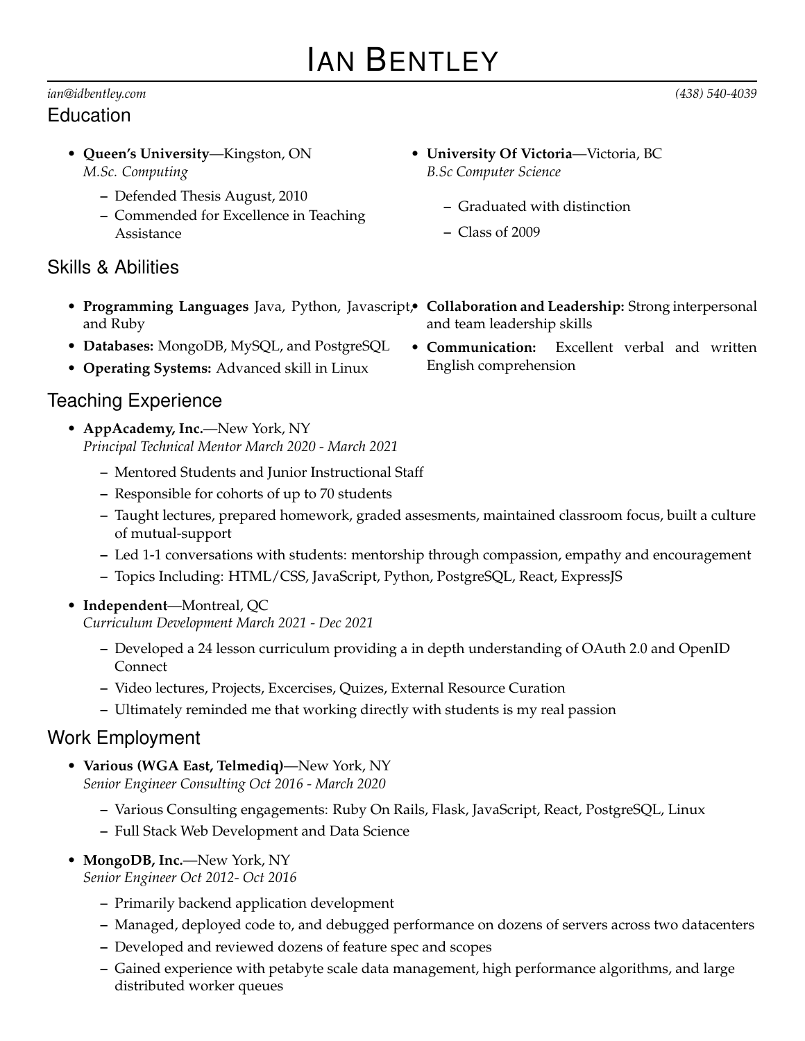# Ian Bentley

*ian@idbentley.com* *(438) 540-4039*

## Education

- **Queen's University**—Kingston, ON
  *M.Sc. Computing*
  - Defended Thesis August, 2010
  - Commended for Excellence in Teaching Assistance
- **University Of Victoria**—Victoria, BC
  *B.Sc Computer Science*
  - Graduated with distinction
  - Class of 2009

## Skills & Abilities

- **Programming Languages** Java, Python, Javascript, and Ruby
- **Databases:** MongoDB, MySQL, and PostgreSQL
- **Operating Systems:** Advanced skill in Linux
- **Collaboration and Leadership:** Strong interpersonal and team leadership skills
- **Communication:** Excellent verbal and written English comprehension

## Teaching Experience

- **AppAcademy, Inc.**—New York, NY
  *Principal Technical Mentor March 2020 - March 2021*
  - Mentored Students and Junior Instructional Staff
  - Responsible for cohorts of up to 70 students
  - Taught lectures, prepared homework, graded assesments, maintained classroom focus, built a culture of mutual-support
  - Led 1-1 conversations with students: mentorship through compassion, empathy and encouragement
  - Topics Including: HTML/CSS, JavaScript, Python, PostgreSQL, React, ExpressJS
- **Independent**—Montreal, QC
  *Curriculum Development March 2021 - Dec 2021*
  - Developed a 24 lesson curriculum providing a in depth understanding of OAuth 2.0 and OpenID Connect
  - Video lectures, Projects, Excercises, Quizes, External Resource Curation
  - Ultimately reminded me that working directly with students is my real passion

## Work Employment

- **Various (WGA East, Telmediq)**—New York, NY
  *Senior Engineer Consulting Oct 2016 - March 2020*
  - Various Consulting engagements: Ruby On Rails, Flask, JavaScript, React, PostgreSQL, Linux
  - Full Stack Web Development and Data Science
- **MongoDB, Inc.**—New York, NY
  *Senior Engineer Oct 2012- Oct 2016*
  - Primarily backend application development
  - Managed, deployed code to, and debugged performance on dozens of servers across two datacenters
  - Developed and reviewed dozens of feature spec and scopes
  - Gained experience with petabyte scale data management, high performance algorithms, and large distributed worker queues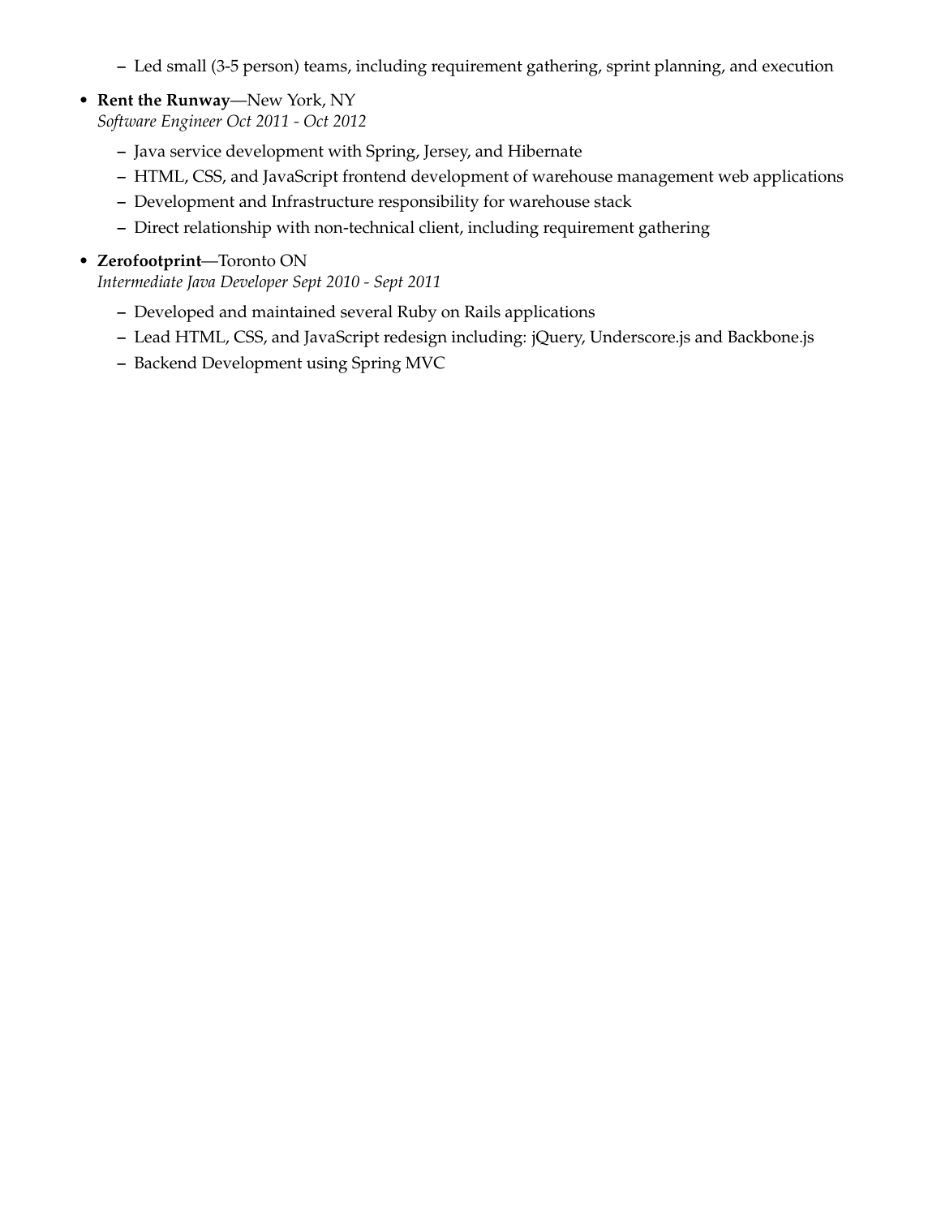- Led small (3-5 person) teams, including requirement gathering, sprint planning, and execution

- **Rent the Runway**—New York, NY
  *Software Engineer Oct 2011 - Oct 2012*
  - Java service development with Spring, Jersey, and Hibernate
  - HTML, CSS, and JavaScript frontend development of warehouse management web applications
  - Development and Infrastructure responsibility for warehouse stack
  - Direct relationship with non-technical client, including requirement gathering

- **Zerofootprint**—Toronto ON
  *Intermediate Java Developer Sept 2010 - Sept 2011*
  - Developed and maintained several Ruby on Rails applications
  - Lead HTML, CSS, and JavaScript redesign including: jQuery, Underscore.js and Backbone.js
  - Backend Development using Spring MVC